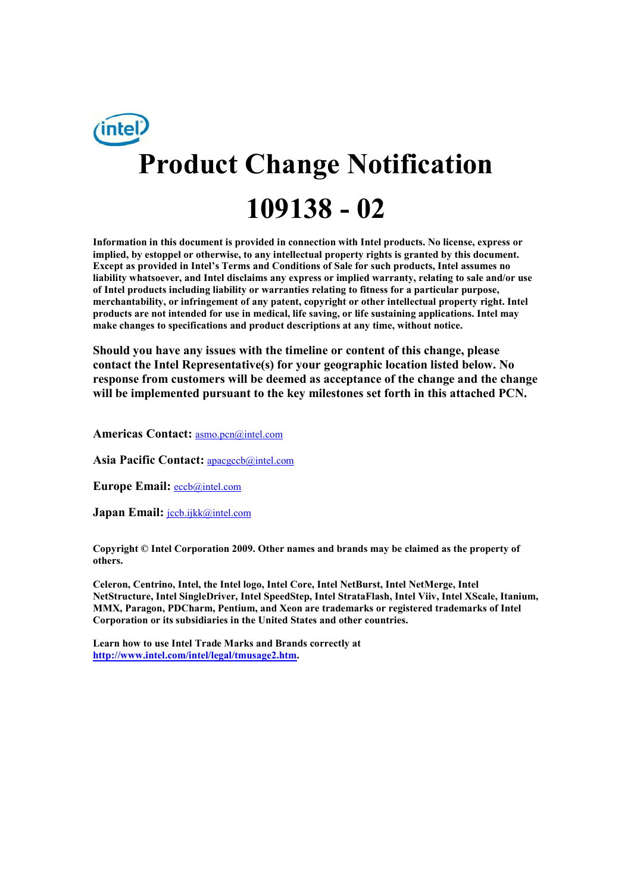# Product Change Notification

# 109138 - 02

**Information in this document is provided in connection with Intel products. No license, express or implied, by estoppel or otherwise, to any intellectual property rights is granted by this document. Except as provided in Intel's Terms and Conditions of Sale for such products, Intel assumes no liability whatsoever, and Intel disclaims any express or implied warranty, relating to sale and/or use of Intel products including liability or warranties relating to fitness for a particular purpose, merchantability, or infringement of any patent, copyright or other intellectual property right. Intel products are not intended for use in medical, life saving, or life sustaining applications. Intel may make changes to specifications and product descriptions at any time, without notice.**

**Should you have any issues with the timeline or content of this change, please contact the Intel Representative(s) for your geographic location listed below. No response from customers will be deemed as acceptance of the change and the change will be implemented pursuant to the key milestones set forth in this attached PCN.**

**Americas Contact:** asmo.pcn@intel.com

**Asia Pacific Contact:** apacgccb@intel.com

**Europe Email:** eccb@intel.com

**Japan Email:** jccb.ijkk@intel.com

**Copyright © Intel Corporation 2009. Other names and brands may be claimed as the property of others.**

**Celeron, Centrino, Intel, the Intel logo, Intel Core, Intel NetBurst, Intel NetMerge, Intel NetStructure, Intel SingleDriver, Intel SpeedStep, Intel StrataFlash, Intel Viiv, Intel XScale, Itanium, MMX, Paragon, PDCharm, Pentium, and Xeon are trademarks or registered trademarks of Intel Corporation or its subsidiaries in the United States and other countries.**

**Learn how to use Intel Trade Marks and Brands correctly at http://www.intel.com/intel/legal/tmusage2.htm.**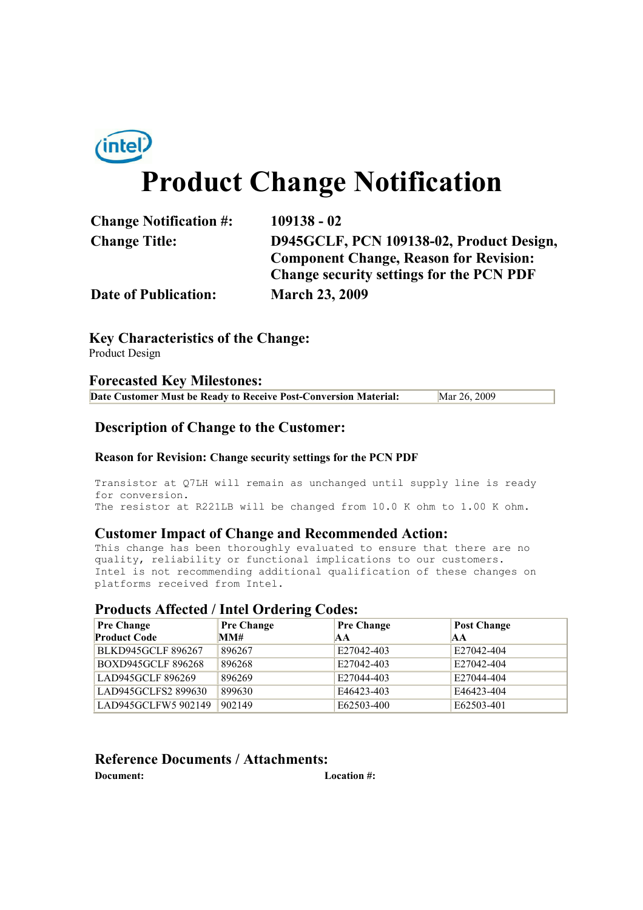intel

# Product Change Notification

| | |
|---|---|
| **Change Notification #:** | **109138 - 02** |
| **Change Title:** | **D945GCLF, PCN 109138-02, Product Design, Component Change, Reason for Revision: Change security settings for the PCN PDF** |
| **Date of Publication:** | **March 23, 2009** |

## Key Characteristics of the Change:

Product Design

## Forecasted Key Milestones:

| **Date Customer Must be Ready to Receive Post-Conversion Material:** | Mar 26, 2009 |
|---|---|

## Description of Change to the Customer:

**Reason for Revision: Change security settings for the PCN PDF**

```
Transistor at Q7LH will remain as unchanged until supply line is ready
for conversion.
The resistor at R221LB will be changed from 10.0 K ohm to 1.00 K ohm.
```

## Customer Impact of Change and Recommended Action:

```
This change has been thoroughly evaluated to ensure that there are no
quality, reliability or functional implications to our customers.
Intel is not recommending additional qualification of these changes on
platforms received from Intel.
```

## Products Affected / Intel Ordering Codes:

| Pre Change Product Code | Pre Change MM# | Pre Change AA | Post Change AA |
|---|---|---|---|
| BLKD945GCLF 896267 | 896267 | E27042-403 | E27042-404 |
| BOXD945GCLF 896268 | 896268 | E27042-403 | E27042-404 |
| LAD945GCLF 896269 | 896269 | E27044-403 | E27044-404 |
| LAD945GCLFS2 899630 | 899630 | E46423-403 | E46423-404 |
| LAD945GCLFW5 902149 | 902149 | E62503-400 | E62503-401 |

## Reference Documents / Attachments:

**Document:** **Location #:**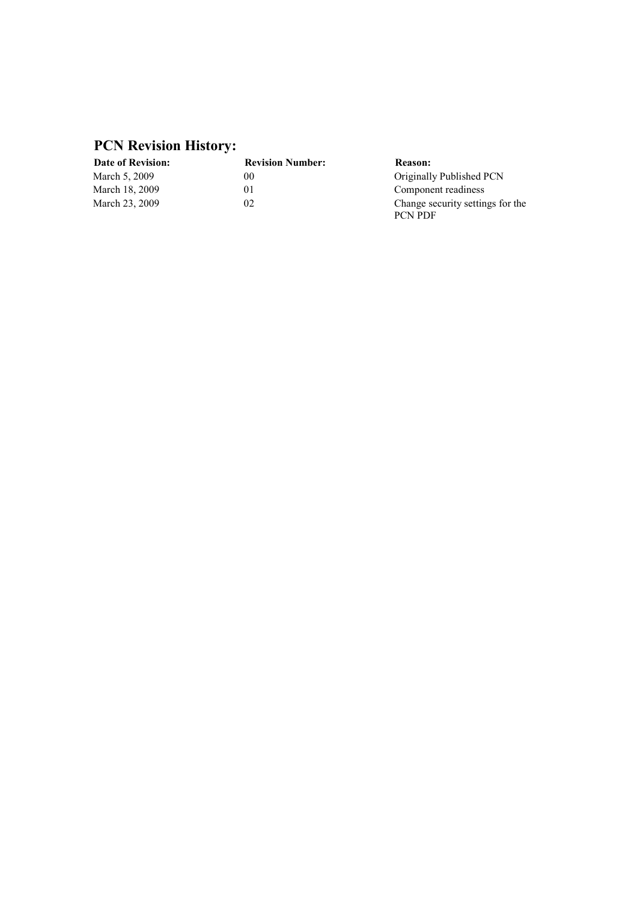## PCN Revision History:

| Date of Revision: | Revision Number: | Reason: |
|---|---|---|
| March 5, 2009 | 00 | Originally Published PCN |
| March 18, 2009 | 01 | Component readiness |
| March 23, 2009 | 02 | Change security settings for the PCN PDF |